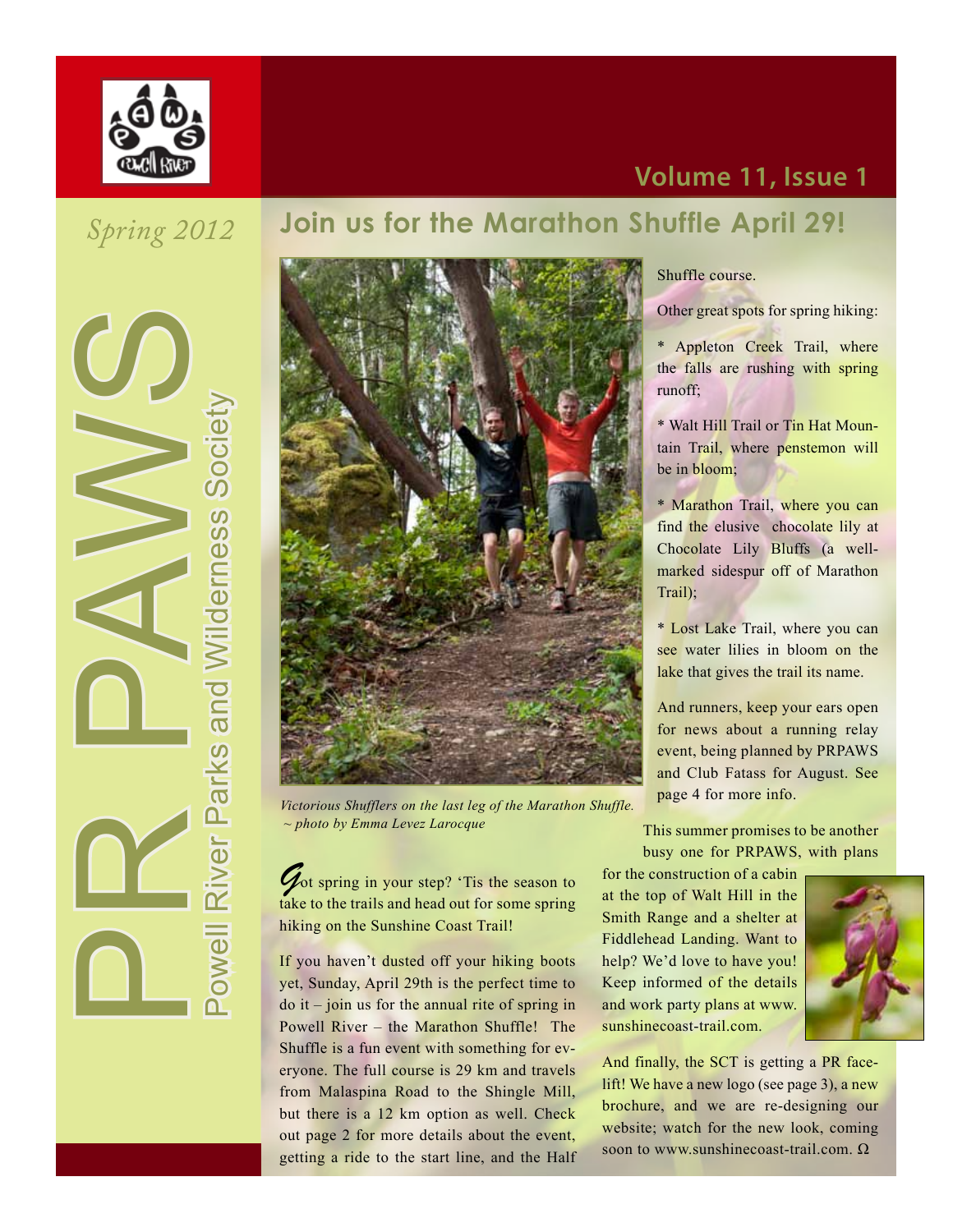# PR PAWS

Powell River Parks and Wilderness Society

*Spring 2012*

Volume 11, Issue 1

## Join us for the Marathon Shuffle April 29!

*Victorious Shufflers on the last leg of the Marathon Shuffle. ~ photo by Emma Levez Larocque*

Got spring in your step? 'Tis the season to take to the trails and head out for some spring hiking on the Sunshine Coast Trail!

If you haven't dusted off your hiking boots yet, Sunday, April 29th is the perfect time to do it – join us for the annual rite of spring in Powell River – the Marathon Shuffle! The Shuffle is a fun event with something for everyone. The full course is 29 km and travels from Malaspina Road to the Shingle Mill, but there is a 12 km option as well. Check out page 2 for more details about the event, getting a ride to the start line, and the Half Shuffle course.

Other great spots for spring hiking:

* Appleton Creek Trail, where the falls are rushing with spring runoff;

* Walt Hill Trail or Tin Hat Mountain Trail, where penstemon will be in bloom;

* Marathon Trail, where you can find the elusive chocolate lily at Chocolate Lily Bluffs (a well-marked sidespur off of Marathon Trail);

* Lost Lake Trail, where you can see water lilies in bloom on the lake that gives the trail its name.

And runners, keep your ears open for news about a running relay event, being planned by PRPAWS and Club Fatass for August. See page 4 for more info.

This summer promises to be another busy one for PRPAWS, with plans for the construction of a cabin at the top of Walt Hill in the Smith Range and a shelter at Fiddlehead Landing. Want to help? We'd love to have you! Keep informed of the details and work party plans at www.sunshinecoast-trail.com.

And finally, the SCT is getting a PR face-lift! We have a new logo (see page 3), a new brochure, and we are re-designing our website; watch for the new look, coming soon to www.sunshinecoast-trail.com. Ω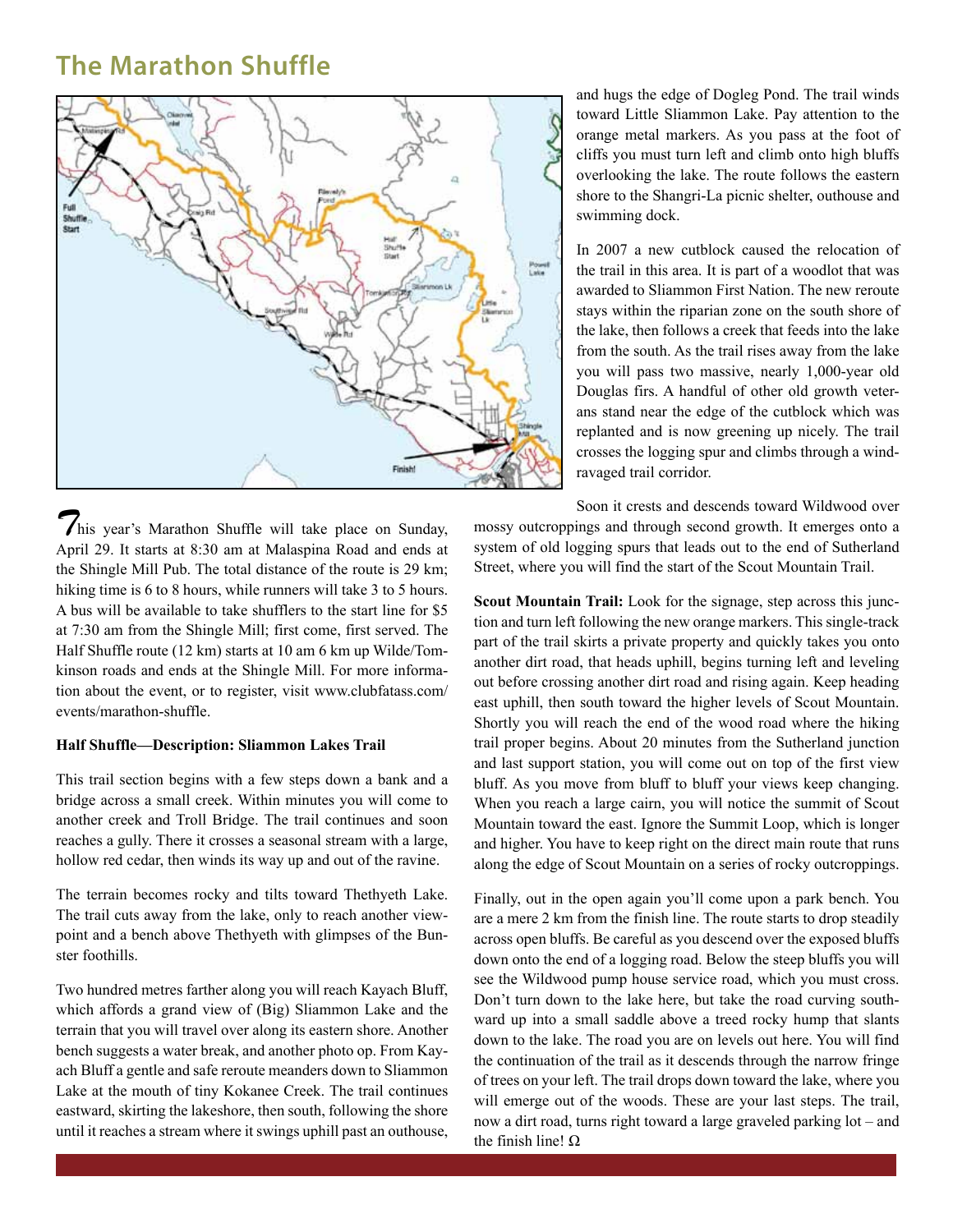## The Marathon Shuffle

This year's Marathon Shuffle will take place on Sunday, April 29. It starts at 8:30 am at Malaspina Road and ends at the Shingle Mill Pub. The total distance of the route is 29 km; hiking time is 6 to 8 hours, while runners will take 3 to 5 hours. A bus will be available to take shufflers to the start line for $5 at 7:30 am from the Shingle Mill; first come, first served. The Half Shuffle route (12 km) starts at 10 am 6 km up Wilde/Tomkinson roads and ends at the Shingle Mill. For more information about the event, or to register, visit www.clubfatass.com/events/marathon-shuffle.

**Half Shuffle—Description: Sliammon Lakes Trail**

This trail section begins with a few steps down a bank and a bridge across a small creek. Within minutes you will come to another creek and Troll Bridge. The trail continues and soon reaches a gully. There it crosses a seasonal stream with a large, hollow red cedar, then winds its way up and out of the ravine.

The terrain becomes rocky and tilts toward Thethyeth Lake. The trail cuts away from the lake, only to reach another viewpoint and a bench above Thethyeth with glimpses of the Bunster foothills.

Two hundred metres farther along you will reach Kayach Bluff, which affords a grand view of (Big) Sliammon Lake and the terrain that you will travel over along its eastern shore. Another bench suggests a water break, and another photo op. From Kayach Bluff a gentle and safe reroute meanders down to Sliammon Lake at the mouth of tiny Kokanee Creek. The trail continues eastward, skirting the lakeshore, then south, following the shore until it reaches a stream where it swings uphill past an outhouse, and hugs the edge of Dogleg Pond. The trail winds toward Little Sliammon Lake. Pay attention to the orange metal markers. As you pass at the foot of cliffs you must turn left and climb onto high bluffs overlooking the lake. The route follows the eastern shore to the Shangri-La picnic shelter, outhouse and swimming dock.

In 2007 a new cutblock caused the relocation of the trail in this area. It is part of a woodlot that was awarded to Sliammon First Nation. The new reroute stays within the riparian zone on the south shore of the lake, then follows a creek that feeds into the lake from the south. As the trail rises away from the lake you will pass two massive, nearly 1,000-year old Douglas firs. A handful of other old growth veterans stand near the edge of the cutblock which was replanted and is now greening up nicely. The trail crosses the logging spur and climbs through a wind-ravaged trail corridor.

Soon it crests and descends toward Wildwood over mossy outcroppings and through second growth. It emerges onto a system of old logging spurs that leads out to the end of Sutherland Street, where you will find the start of the Scout Mountain Trail.

**Scout Mountain Trail:** Look for the signage, step across this junction and turn left following the new orange markers. This single-track part of the trail skirts a private property and quickly takes you onto another dirt road, that heads uphill, begins turning left and leveling out before crossing another dirt road and rising again. Keep heading east uphill, then south toward the higher levels of Scout Mountain. Shortly you will reach the end of the wood road where the hiking trail proper begins. About 20 minutes from the Sutherland junction and last support station, you will come out on top of the first view bluff. As you move from bluff to bluff your views keep changing. When you reach a large cairn, you will notice the summit of Scout Mountain toward the east. Ignore the Summit Loop, which is longer and higher. You have to keep right on the direct main route that runs along the edge of Scout Mountain on a series of rocky outcroppings.

Finally, out in the open again you'll come upon a park bench. You are a mere 2 km from the finish line. The route starts to drop steadily across open bluffs. Be careful as you descend over the exposed bluffs down onto the end of a logging road. Below the steep bluffs you will see the Wildwood pump house service road, which you must cross. Don't turn down to the lake here, but take the road curving southward up into a small saddle above a treed rocky hump that slants down to the lake. The road you are on levels out here. You will find the continuation of the trail as it descends through the narrow fringe of trees on your left. The trail drops down toward the lake, where you will emerge out of the woods. These are your last steps. The trail, now a dirt road, turns right toward a large graveled parking lot – and the finish line! Ω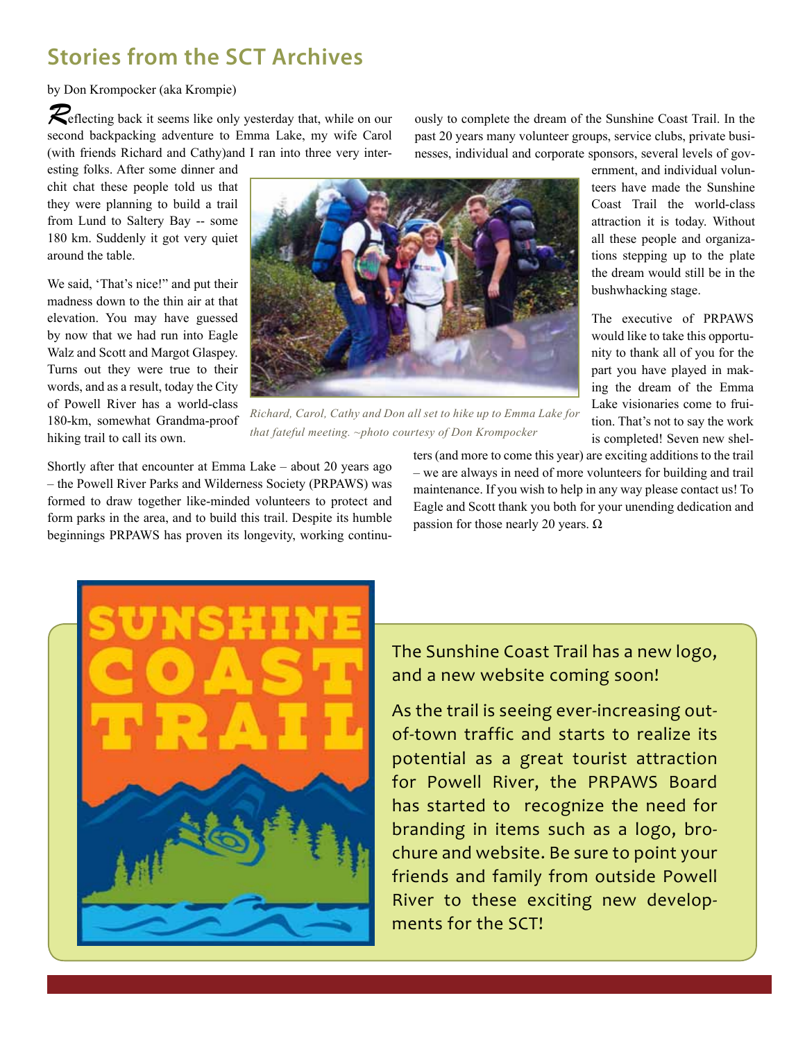## Stories from the SCT Archives

by Don Krompocker (aka Krompie)

Reflecting back it seems like only yesterday that, while on our second backpacking adventure to Emma Lake, my wife Carol (with friends Richard and Cathy)and I ran into three very interesting folks. After some dinner and chit chat these people told us that they were planning to build a trail from Lund to Saltery Bay -- some 180 km. Suddenly it got very quiet around the table.

We said, 'That's nice!" and put their madness down to the thin air at that elevation. You may have guessed by now that we had run into Eagle Walz and Scott and Margot Glaspey. Turns out they were true to their words, and as a result, today the City of Powell River has a world-class 180-km, somewhat Grandma-proof hiking trail to call its own.

*Richard, Carol, Cathy and Don all set to hike up to Emma Lake for that fateful meeting. ~photo courtesy of Don Krompocker*

Shortly after that encounter at Emma Lake – about 20 years ago – the Powell River Parks and Wilderness Society (PRPAWS) was formed to draw together like-minded volunteers to protect and form parks in the area, and to build this trail. Despite its humble beginnings PRPAWS has proven its longevity, working continuously to complete the dream of the Sunshine Coast Trail. In the past 20 years many volunteer groups, service clubs, private businesses, individual and corporate sponsors, several levels of government, and individual volunteers have made the Sunshine Coast Trail the world-class attraction it is today. Without all these people and organizations stepping up to the plate the dream would still be in the bushwhacking stage.

The executive of PRPAWS would like to take this opportunity to thank all of you for the part you have played in making the dream of the Emma Lake visionaries come to fruition. That's not to say the work is completed! Seven new shelters (and more to come this year) are exciting additions to the trail – we are always in need of more volunteers for building and trail maintenance. If you wish to help in any way please contact us! To Eagle and Scott thank you both for your unending dedication and passion for those nearly 20 years. Ω

SUNSHINE COAST TRAIL

The Sunshine Coast Trail has a new logo, and a new website coming soon!

As the trail is seeing ever-increasing out-of-town traffic and starts to realize its potential as a great tourist attraction for Powell River, the PRPAWS Board has started to recognize the need for branding in items such as a logo, brochure and website. Be sure to point your friends and family from outside Powell River to these exciting new developments for the SCT!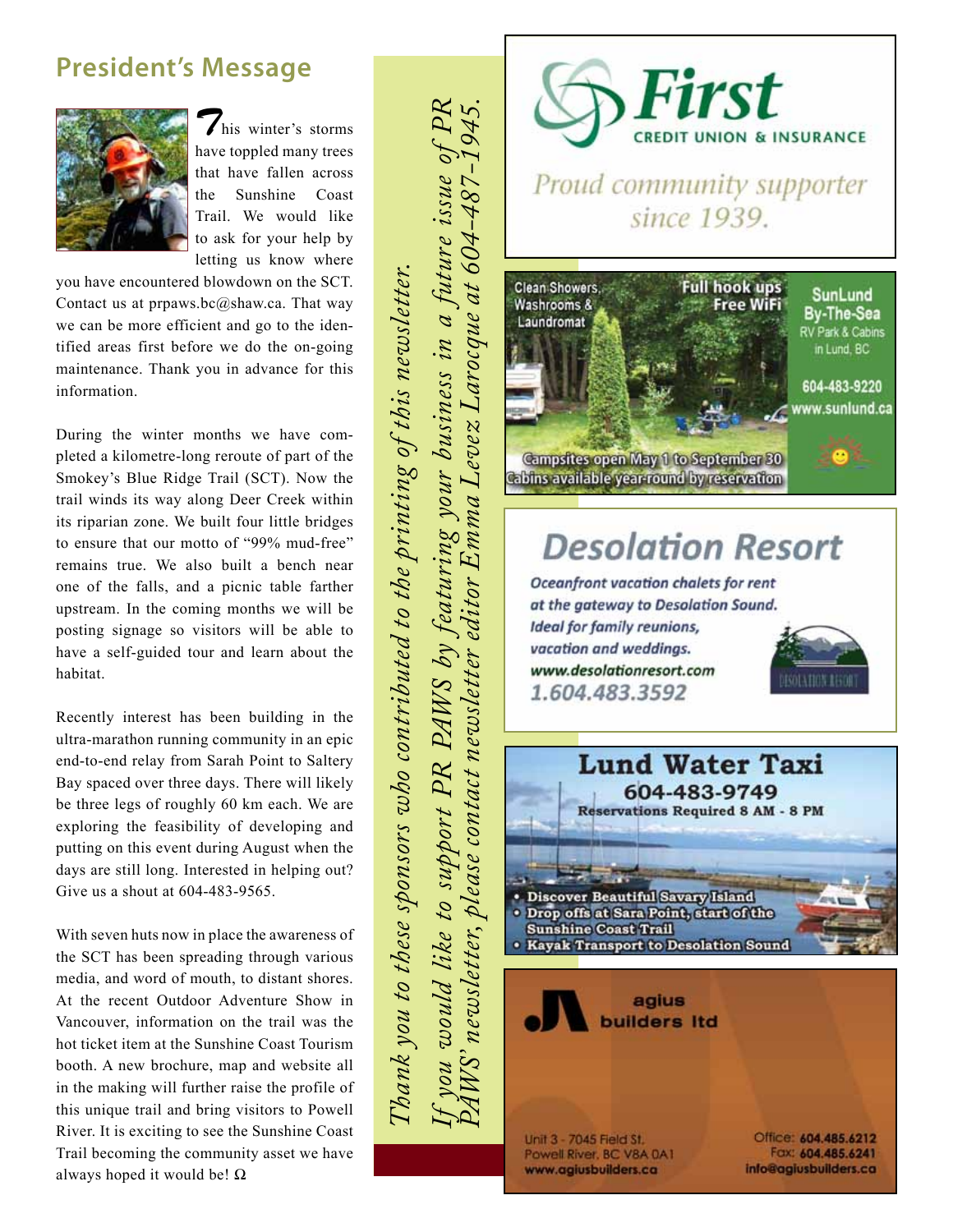## President's Message

This winter's storms have toppled many trees that have fallen across the Sunshine Coast Trail. We would like to ask for your help by letting us know where you have encountered blowdown on the SCT. Contact us at prpaws.bc@shaw.ca. That way we can be more efficient and go to the identified areas first before we do the on-going maintenance. Thank you in advance for this information.

During the winter months we have completed a kilometre-long reroute of part of the Smokey's Blue Ridge Trail (SCT). Now the trail winds its way along Deer Creek within its riparian zone. We built four little bridges to ensure that our motto of "99% mud-free" remains true. We also built a bench near one of the falls, and a picnic table farther upstream. In the coming months we will be posting signage so visitors will be able to have a self-guided tour and learn about the habitat.

Recently interest has been building in the ultra-marathon running community in an epic end-to-end relay from Sarah Point to Saltery Bay spaced over three days. There will likely be three legs of roughly 60 km each. We are exploring the feasibility of developing and putting on this event during August when the days are still long. Interested in helping out? Give us a shout at 604-483-9565.

With seven huts now in place the awareness of the SCT has been spreading through various media, and word of mouth, to distant shores. At the recent Outdoor Adventure Show in Vancouver, information on the trail was the hot ticket item at the Sunshine Coast Tourism booth. A new brochure, map and website all in the making will further raise the profile of this unique trail and bring visitors to Powell River. It is exciting to see the Sunshine Coast Trail becoming the community asset we have always hoped it would be! Ω

*Thank you to these sponsors who contributed to the printing of this newsletter.*

*If you would like to support PR PAWS by featuring your business in a future issue of PR PAWS' newsletter, please contact newsletter editor Emma Levez Larocque at 604-487-1945.*

**First Credit Union & Insurance**
Proud community supporter since 1939.

**SunLund By-The-Sea**
RV Park & Cabins in Lund, BC
Clean Showers, Washrooms & Laundromat
Full hook ups
Free WiFi
604-483-9220
www.sunlund.ca
Campsites open May 1 to September 30
Cabins available year-round by reservation

**Desolation Resort**
Oceanfront vacation chalets for rent at the gateway to Desolation Sound.
Ideal for family reunions, vacation and weddings.
www.desolationresort.com
1.604.483.3592

**Lund Water Taxi**
604-483-9749
Reservations Required 8 AM - 8 PM
- Discover Beautiful Savary Island
- Drop offs at Sara Point, start of the Sunshine Coast Trail
- Kayak Transport to Desolation Sound

**agius builders ltd**
Unit 3 - 7045 Field St.
Powell River, BC V8A 0A1
www.agiusbuilders.ca
Office: 604.485.6212
Fax: 604.485.6241
info@agiusbuilders.ca